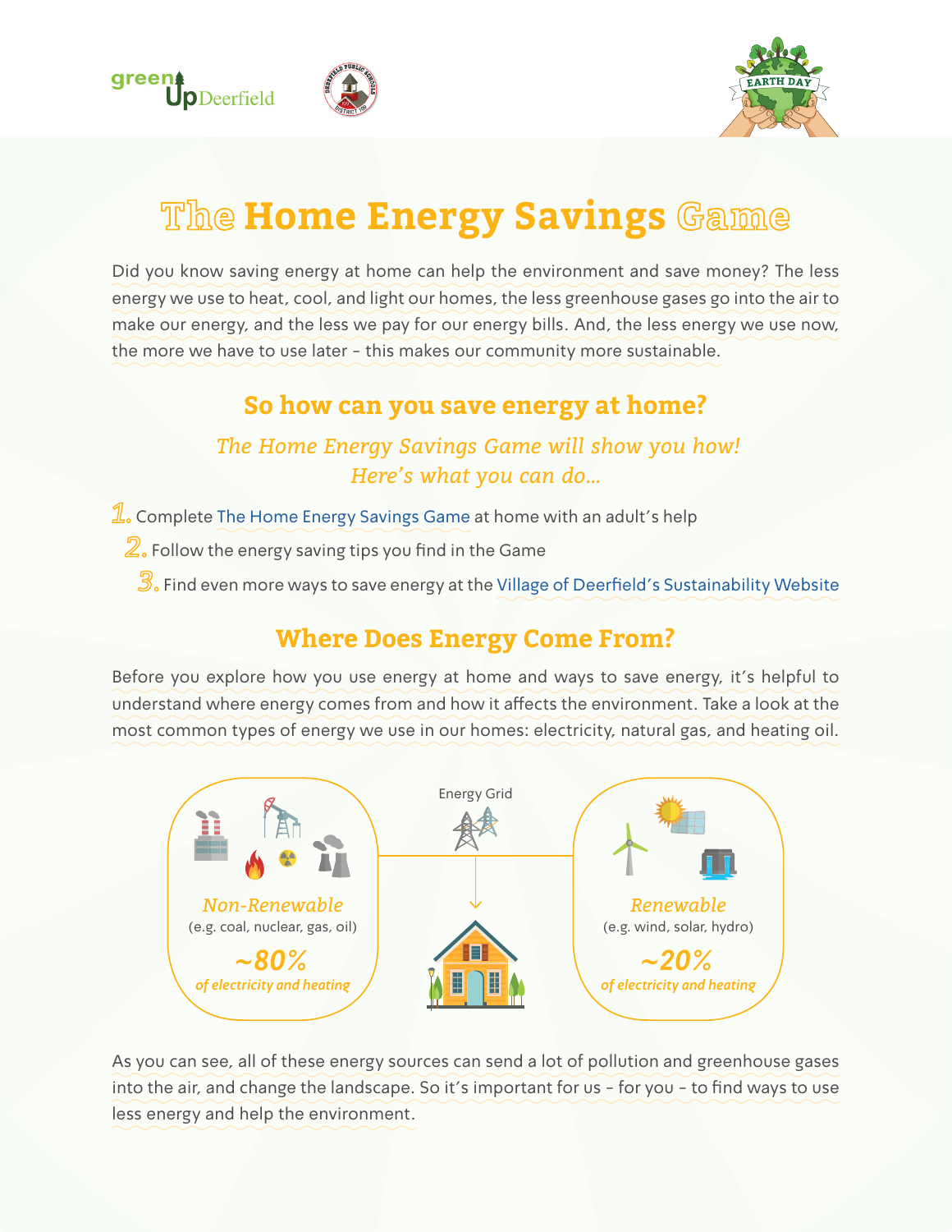# The Home Energy Savings Game

Did you know saving energy at home can help the environment and save money? The less energy we use to heat, cool, and light our homes, the less greenhouse gases go into the air to make our energy, and the less we pay for our energy bills. And, the less energy we use now, the more we have to use later – this makes our community more sustainable.

## So how can you save energy at home?

*The Home Energy Savings Game will show you how!*
*Here's what you can do...*

1. Complete The Home Energy Savings Game at home with an adult's help
2. Follow the energy saving tips you find in the Game
3. Find even more ways to save energy at the Village of Deerfield's Sustainability Website

## Where Does Energy Come From?

Before you explore how you use energy at home and ways to save energy, it's helpful to understand where energy comes from and how it affects the environment. Take a look at the most common types of energy we use in our homes: electricity, natural gas, and heating oil.

Energy Grid

*Non-Renewable*
(e.g. coal, nuclear, gas, oil)
***~80%***
*of electricity and heating*

*Renewable*
(e.g. wind, solar, hydro)
***~20%***
*of electricity and heating*

As you can see, all of these energy sources can send a lot of pollution and greenhouse gases into the air, and change the landscape. So it's important for us – for you – to find ways to use less energy and help the environment.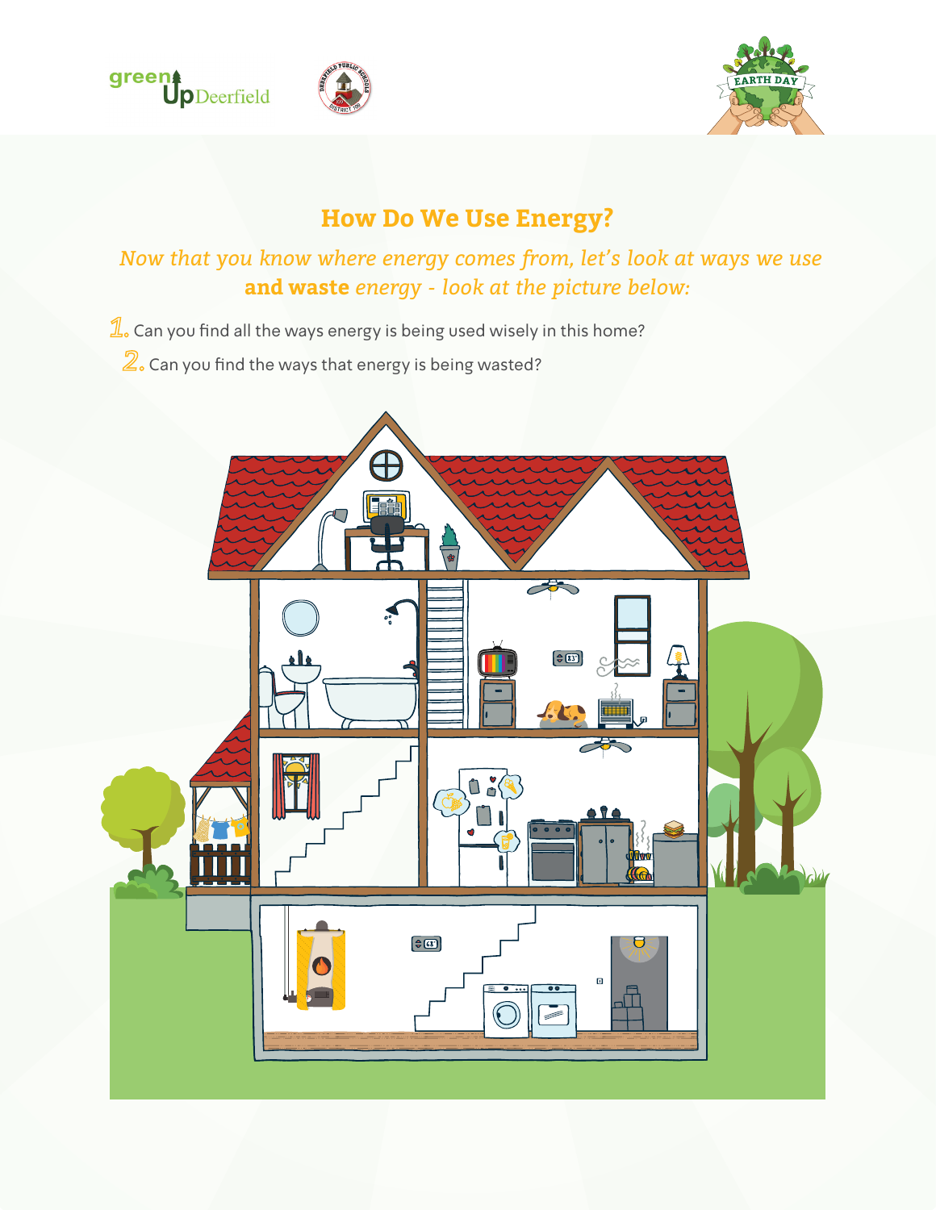# How Do We Use Energy?

*Now that you know where energy comes from, let's look at ways we use* **and waste** *energy - look at the picture below:*

1. Can you find all the ways energy is being used wisely in this home?
2. Can you find the ways that energy is being wasted?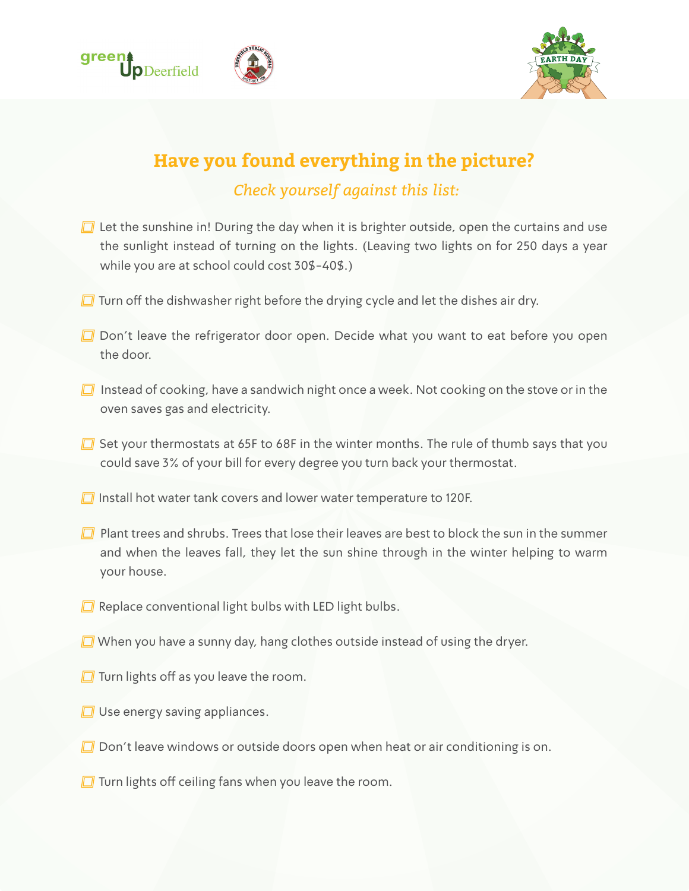## Have you found everything in the picture?

*Check yourself against this list:*

- [ ] Let the sunshine in! During the day when it is brighter outside, open the curtains and use the sunlight instead of turning on the lights. (Leaving two lights on for 250 days a year while you are at school could cost 30$-40$.)
- [ ] Turn off the dishwasher right before the drying cycle and let the dishes air dry.
- [ ] Don't leave the refrigerator door open. Decide what you want to eat before you open the door.
- [ ] Instead of cooking, have a sandwich night once a week. Not cooking on the stove or in the oven saves gas and electricity.
- [ ] Set your thermostats at 65F to 68F in the winter months. The rule of thumb says that you could save 3% of your bill for every degree you turn back your thermostat.
- [ ] Install hot water tank covers and lower water temperature to 120F.
- [ ] Plant trees and shrubs. Trees that lose their leaves are best to block the sun in the summer and when the leaves fall, they let the sun shine through in the winter helping to warm your house.
- [ ] Replace conventional light bulbs with LED light bulbs.
- [ ] When you have a sunny day, hang clothes outside instead of using the dryer.
- [ ] Turn lights off as you leave the room.
- [ ] Use energy saving appliances.
- [ ] Don't leave windows or outside doors open when heat or air conditioning is on.
- [ ] Turn lights off ceiling fans when you leave the room.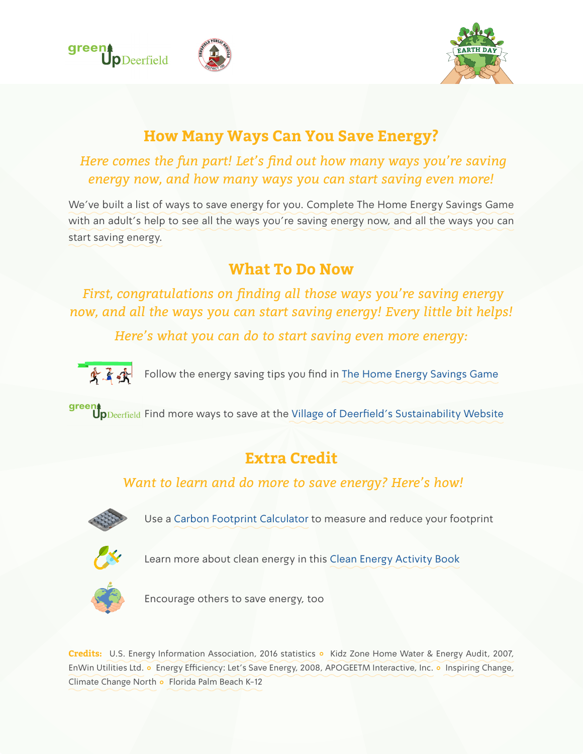## How Many Ways Can You Save Energy?

*Here comes the fun part! Let's find out how many ways you're saving energy now, and how many ways you can start saving even more!*

We've built a list of ways to save energy for you. Complete The Home Energy Savings Game with an adult's help to see all the ways you're saving energy now, and all the ways you can start saving energy.

## What To Do Now

*First, congratulations on finding all those ways you're saving energy now, and all the ways you can start saving energy! Every little bit helps!*

*Here's what you can do to start saving even more energy:*

- Follow the energy saving tips you find in The Home Energy Savings Game
- Find more ways to save at the Village of Deerfield's Sustainability Website

## Extra Credit

*Want to learn and do more to save energy? Here's how!*

- Use a Carbon Footprint Calculator to measure and reduce your footprint
- Learn more about clean energy in this Clean Energy Activity Book
- Encourage others to save energy, too

**Credits:** U.S. Energy Information Association, 2016 statistics ∘ Kidz Zone Home Water & Energy Audit, 2007, EnWin Utilities Ltd. ∘ Energy Efficiency: Let's Save Energy, 2008, APOGEETM Interactive, Inc. ∘ Inspiring Change, Climate Change North ∘ Florida Palm Beach K-12